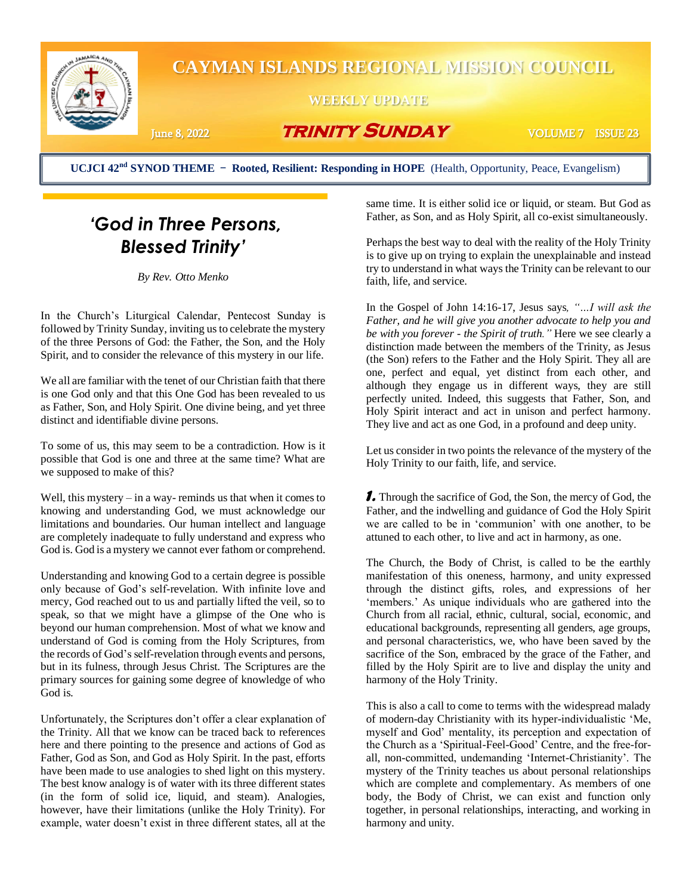# CAYMAN ISLANDS REGIONAL MISSION COUNCIL

**WEEKLY UPDATE**

June 8, 2022 — **TRINITY SUNDAY** — VOLUME 7 ISSUE 23

**UCJCI 42nd SYNOD THEME – Rooted, Resilient: Responding in HOPE** (Health, Opportunity, Peace, Evangelism)

## *'God in Three Persons, Blessed Trinity'*

*By Rev. Otto Menko*

In the Church's Liturgical Calendar, Pentecost Sunday is followed by Trinity Sunday, inviting us to celebrate the mystery of the three Persons of God: the Father, the Son, and the Holy Spirit, and to consider the relevance of this mystery in our life.

We all are familiar with the tenet of our Christian faith that there is one God only and that this One God has been revealed to us as Father, Son, and Holy Spirit. One divine being, and yet three distinct and identifiable divine persons.

To some of us, this may seem to be a contradiction. How is it possible that God is one and three at the same time? What are we supposed to make of this?

Well, this mystery – in a way- reminds us that when it comes to knowing and understanding God, we must acknowledge our limitations and boundaries. Our human intellect and language are completely inadequate to fully understand and express who God is. God is a mystery we cannot ever fathom or comprehend.

Understanding and knowing God to a certain degree is possible only because of God's self-revelation. With infinite love and mercy, God reached out to us and partially lifted the veil, so to speak, so that we might have a glimpse of the One who is beyond our human comprehension. Most of what we know and understand of God is coming from the Holy Scriptures, from the records of God's self-revelation through events and persons, but in its fulness, through Jesus Christ. The Scriptures are the primary sources for gaining some degree of knowledge of who God is.

Unfortunately, the Scriptures don't offer a clear explanation of the Trinity. All that we know can be traced back to references here and there pointing to the presence and actions of God as Father, God as Son, and God as Holy Spirit. In the past, efforts have been made to use analogies to shed light on this mystery. The best know analogy is of water with its three different states (in the form of solid ice, liquid, and steam). Analogies, however, have their limitations (unlike the Holy Trinity). For example, water doesn't exist in three different states, all at the same time. It is either solid ice or liquid, or steam. But God as Father, as Son, and as Holy Spirit, all co-exist simultaneously.

Perhaps the best way to deal with the reality of the Holy Trinity is to give up on trying to explain the unexplainable and instead try to understand in what ways the Trinity can be relevant to our faith, life, and service.

In the Gospel of John 14:16-17, Jesus says, *"…I will ask the Father, and he will give you another advocate to help you and be with you forever - the Spirit of truth."* Here we see clearly a distinction made between the members of the Trinity, as Jesus (the Son) refers to the Father and the Holy Spirit. They all are one, perfect and equal, yet distinct from each other, and although they engage us in different ways, they are still perfectly united. Indeed, this suggests that Father, Son, and Holy Spirit interact and act in unison and perfect harmony. They live and act as one God, in a profound and deep unity.

Let us consider in two points the relevance of the mystery of the Holy Trinity to our faith, life, and service.

***1.*** Through the sacrifice of God, the Son, the mercy of God, the Father, and the indwelling and guidance of God the Holy Spirit we are called to be in 'communion' with one another, to be attuned to each other, to live and act in harmony, as one.

The Church, the Body of Christ, is called to be the earthly manifestation of this oneness, harmony, and unity expressed through the distinct gifts, roles, and expressions of her 'members.' As unique individuals who are gathered into the Church from all racial, ethnic, cultural, social, economic, and educational backgrounds, representing all genders, age groups, and personal characteristics, we, who have been saved by the sacrifice of the Son, embraced by the grace of the Father, and filled by the Holy Spirit are to live and display the unity and harmony of the Holy Trinity.

This is also a call to come to terms with the widespread malady of modern-day Christianity with its hyper-individualistic 'Me, myself and God' mentality, its perception and expectation of the Church as a 'Spiritual-Feel-Good' Centre, and the free-for-all, non-committed, undemanding 'Internet-Christianity'. The mystery of the Trinity teaches us about personal relationships which are complete and complementary. As members of one body, the Body of Christ, we can exist and function only together, in personal relationships, interacting, and working in harmony and unity.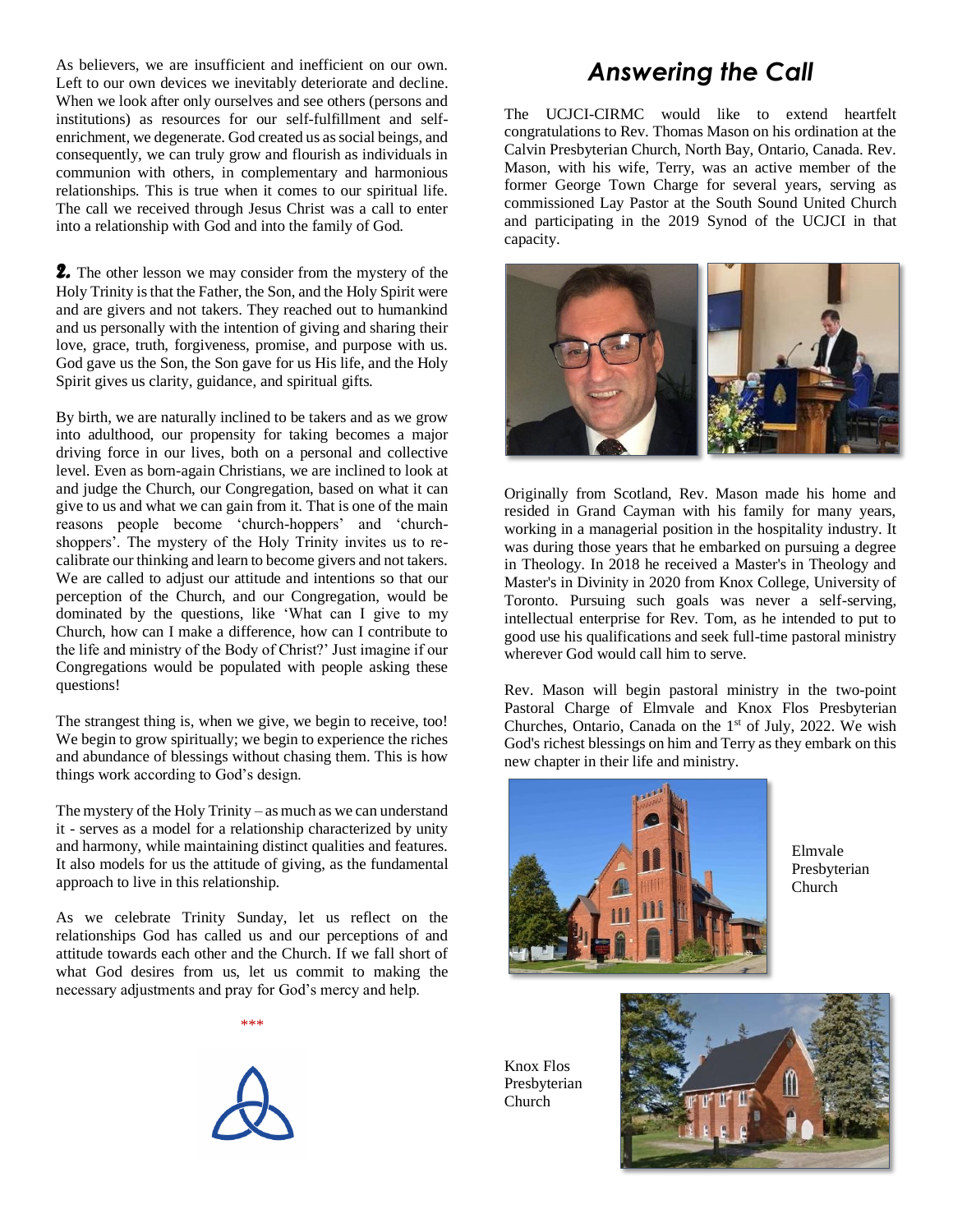As believers, we are insufficient and inefficient on our own. Left to our own devices we inevitably deteriorate and decline. When we look after only ourselves and see others (persons and institutions) as resources for our self-fulfillment and self-enrichment, we degenerate. God created us as social beings, and consequently, we can truly grow and flourish as individuals in communion with others, in complementary and harmonious relationships. This is true when it comes to our spiritual life. The call we received through Jesus Christ was a call to enter into a relationship with God and into the family of God.

**2.** The other lesson we may consider from the mystery of the Holy Trinity is that the Father, the Son, and the Holy Spirit were and are givers and not takers. They reached out to humankind and us personally with the intention of giving and sharing their love, grace, truth, forgiveness, promise, and purpose with us. God gave us the Son, the Son gave for us His life, and the Holy Spirit gives us clarity, guidance, and spiritual gifts.

By birth, we are naturally inclined to be takers and as we grow into adulthood, our propensity for taking becomes a major driving force in our lives, both on a personal and collective level. Even as born-again Christians, we are inclined to look at and judge the Church, our Congregation, based on what it can give to us and what we can gain from it. That is one of the main reasons people become 'church-hoppers' and 'church-shoppers'. The mystery of the Holy Trinity invites us to re-calibrate our thinking and learn to become givers and not takers. We are called to adjust our attitude and intentions so that our perception of the Church, and our Congregation, would be dominated by the questions, like 'What can I give to my Church, how can I make a difference, how can I contribute to the life and ministry of the Body of Christ?' Just imagine if our Congregations would be populated with people asking these questions!

The strangest thing is, when we give, we begin to receive, too! We begin to grow spiritually; we begin to experience the riches and abundance of blessings without chasing them. This is how things work according to God's design.

The mystery of the Holy Trinity – as much as we can understand it - serves as a model for a relationship characterized by unity and harmony, while maintaining distinct qualities and features. It also models for us the attitude of giving, as the fundamental approach to live in this relationship.

As we celebrate Trinity Sunday, let us reflect on the relationships God has called us and our perceptions of and attitude towards each other and the Church. If we fall short of what God desires from us, let us commit to making the necessary adjustments and pray for God's mercy and help.

\*\*\*

# *Answering the Call*

The UCJCI-CIRMC would like to extend heartfelt congratulations to Rev. Thomas Mason on his ordination at the Calvin Presbyterian Church, North Bay, Ontario, Canada. Rev. Mason, with his wife, Terry, was an active member of the former George Town Charge for several years, serving as commissioned Lay Pastor at the South Sound United Church and participating in the 2019 Synod of the UCJCI in that capacity.

Originally from Scotland, Rev. Mason made his home and resided in Grand Cayman with his family for many years, working in a managerial position in the hospitality industry. It was during those years that he embarked on pursuing a degree in Theology. In 2018 he received a Master's in Theology and Master's in Divinity in 2020 from Knox College, University of Toronto. Pursuing such goals was never a self-serving, intellectual enterprise for Rev. Tom, as he intended to put to good use his qualifications and seek full-time pastoral ministry wherever God would call him to serve.

Rev. Mason will begin pastoral ministry in the two-point Pastoral Charge of Elmvale and Knox Flos Presbyterian Churches, Ontario, Canada on the 1st of July, 2022. We wish God's richest blessings on him and Terry as they embark on this new chapter in their life and ministry.

Elmvale Presbyterian Church

Knox Flos Presbyterian Church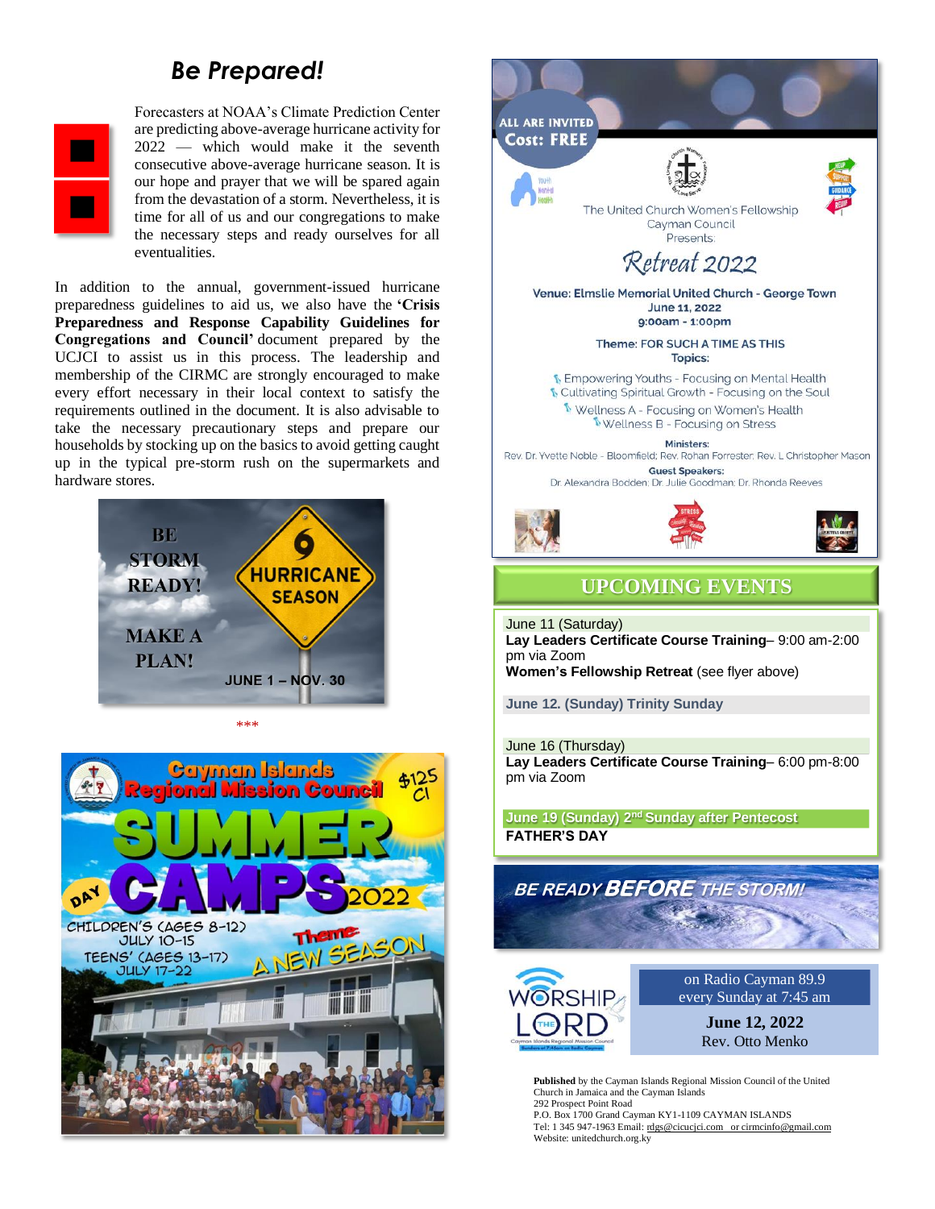## *Be Prepared!*

Forecasters at NOAA's Climate Prediction Center are predicting above-average hurricane activity for 2022 — which would make it the seventh consecutive above-average hurricane season. It is our hope and prayer that we will be spared again from the devastation of a storm. Nevertheless, it is time for all of us and our congregations to make the necessary steps and ready ourselves for all eventualities.

In addition to the annual, government-issued hurricane preparedness guidelines to aid us, we also have the **'Crisis Preparedness and Response Capability Guidelines for Congregations and Council'** document prepared by the UCJCI to assist us in this process. The leadership and membership of the CIRMC are strongly encouraged to make every effort necessary in their local context to satisfy the requirements outlined in the document. It is also advisable to take the necessary precautionary steps and prepare our households by stocking up on the basics to avoid getting caught up in the typical pre-storm rush on the supermarkets and hardware stores.

BE STORM READY! MAKE A PLAN!
HURRICANE SEASON
JUNE 1 – NOV. 30

\*\*\*

**Cayman Islands Regional Mission Council SUMMER DAY CAMPS 2022** — $125 CI

CHILDREN'S (AGES 8-12) JULY 10-15
TEENS' (AGES 13-17) JULY 17-22

Theme: A NEW SEASON

---

ALL ARE INVITED
Cost: FREE

The United Church Women's Fellowship Cayman Council Presents:

## *Retreat 2022*

**Venue: Elmslie Memorial United Church - George Town**
**June 11, 2022**
**9:00am - 1:00pm**

**Theme: FOR SUCH A TIME AS THIS**
**Topics:**

- Empowering Youths - Focusing on Mental Health
- Cultivating Spiritual Growth - Focusing on the Soul
- Wellness A - Focusing on Women's Health
- Wellness B - Focusing on Stress

**Ministers:**
Rev. Dr. Yvette Noble - Bloomfield; Rev. Rohan Forrester; Rev. L Christopher Mason

**Guest Speakers:**
Dr. Alexandra Bodden; Dr. Julie Goodman; Dr. Rhonda Reeves

## UPCOMING EVENTS

June 11 (Saturday)
**Lay Leaders Certificate Course Training**– 9:00 am-2:00 pm via Zoom
**Women's Fellowship Retreat** (see flyer above)

**June 12. (Sunday) Trinity Sunday**

June 16 (Thursday)
**Lay Leaders Certificate Course Training**– 6:00 pm-8:00 pm via Zoom

**June 19 (Sunday) 2nd Sunday after Pentecost**
**FATHER'S DAY**

***BE READY BEFORE THE STORM!***

WORSHIP THE LORD

on Radio Cayman 89.9
every Sunday at 7:45 am

**June 12, 2022**
Rev. Otto Menko

**Published** by the Cayman Islands Regional Mission Council of the United Church in Jamaica and the Cayman Islands
292 Prospect Point Road
P.O. Box 1700 Grand Cayman KY1-1109 CAYMAN ISLANDS
Tel: 1 345 947-1963 Email: rdgs@cicucjci.com or cirmcinfo@gmail.com
Website: unitedchurch.org.ky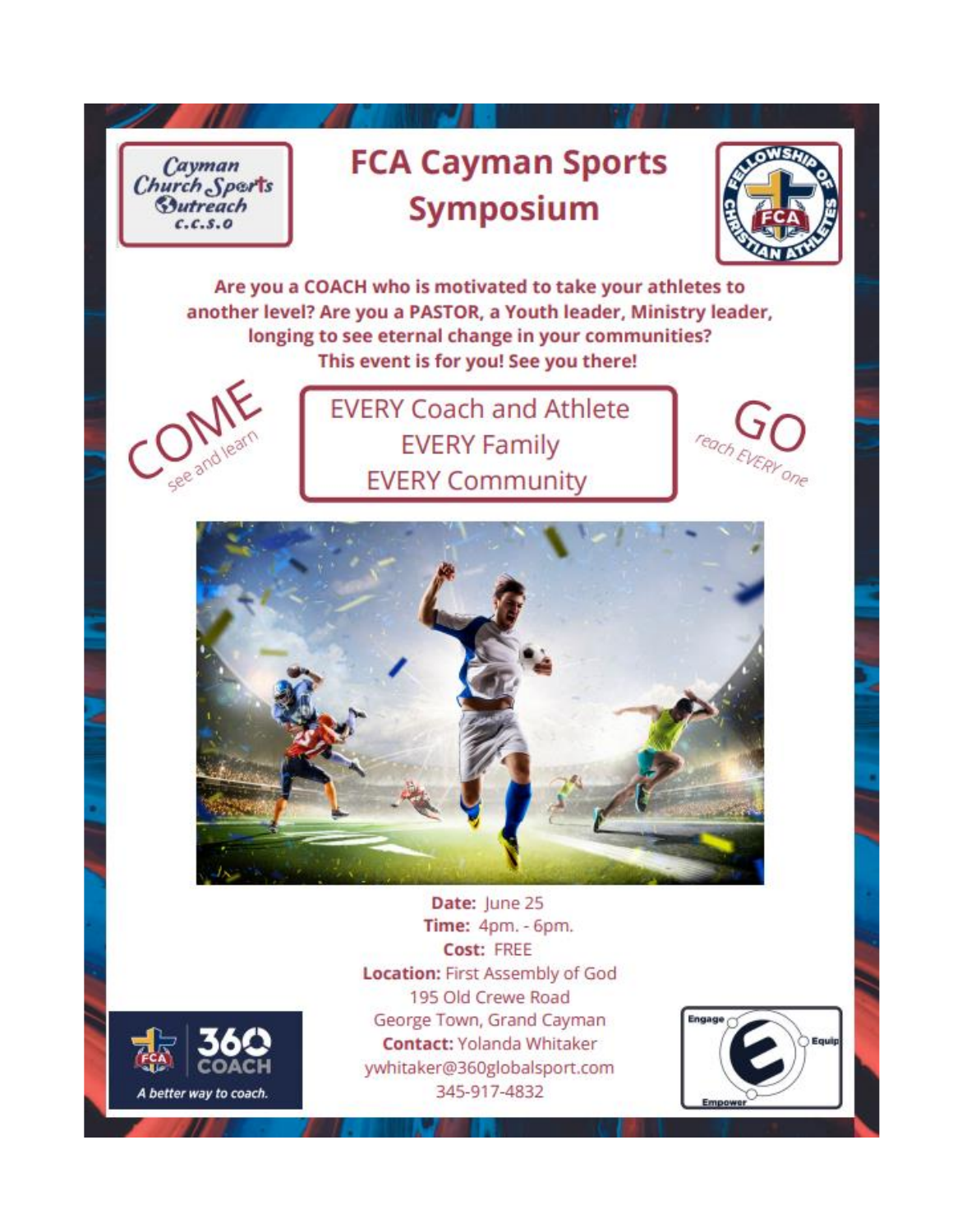Cayman Church Sports Outreach C.C.S.O

# FCA Cayman Sports Symposium

FELLOWSHIP OF CHRISTIAN ATHLETES FCA

**Are you a COACH who is motivated to take your athletes to another level? Are you a PASTOR, a Youth leader, Ministry leader, longing to see eternal change in your communities? This event is for you! See you there!**

COME see and learn

EVERY Coach and Athlete
EVERY Family
EVERY Community

GO reach EVERY one

**Date:** June 25
**Time:** 4pm. - 6pm.
**Cost:** FREE
**Location:** First Assembly of God
195 Old Crewe Road
George Town, Grand Cayman
**Contact:** Yolanda Whitaker
ywhitaker@360globalsport.com
345-917-4832

FCA 360 COACH
*A better way to coach.*

Engage Equip Empower